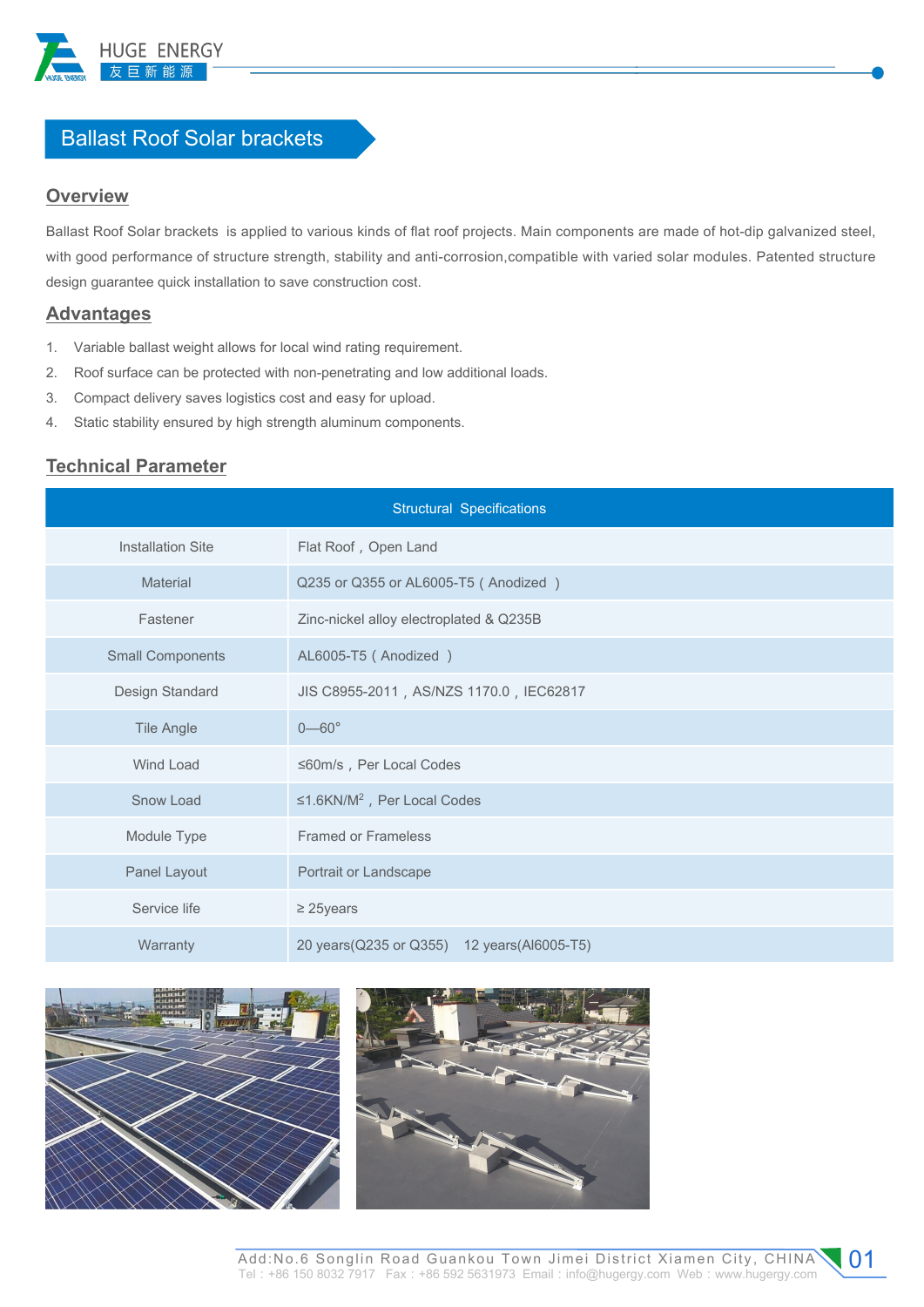# Ballast Roof Solar brackets

## Overview

Ballast Roof Solar brackets is applied to various kinds of flat roof projects. Main components are made of hot-dip galvanized steel, with good performance of structure strength, stability and anti-corrosion,compatible with varied solar modules. Patented structure design guarantee quick installation to save construction cost.

## Advantages

1. Variable ballast weight allows for local wind rating requirement.
2. Roof surface can be protected with non-penetrating and low additional loads.
3. Compact delivery saves logistics cost and easy for upload.
4. Static stability ensured by high strength aluminum components.

## Technical Parameter

| Structural Specifications | |
|---|---|
| Installation Site | Flat Roof , Open Land |
| Material | Q235 or Q355 or AL6005-T5 ( Anodized ) |
| Fastener | Zinc-nickel alloy electroplated & Q235B |
| Small Components | AL6005-T5 ( Anodized ) |
| Design Standard | JIS C8955-2011 , AS/NZS 1170.0 , IEC62817 |
| Tile Angle | 0—60° |
| Wind Load | ≤60m/s , Per Local Codes |
| Snow Load | ≤1.6KN/M$^2$ , Per Local Codes |
| Module Type | Framed or Frameless |
| Panel Layout | Portrait or Landscape |
| Service life | ≥ 25years |
| Warranty | 20 years(Q235 or Q355) 12 years(Al6005-T5) |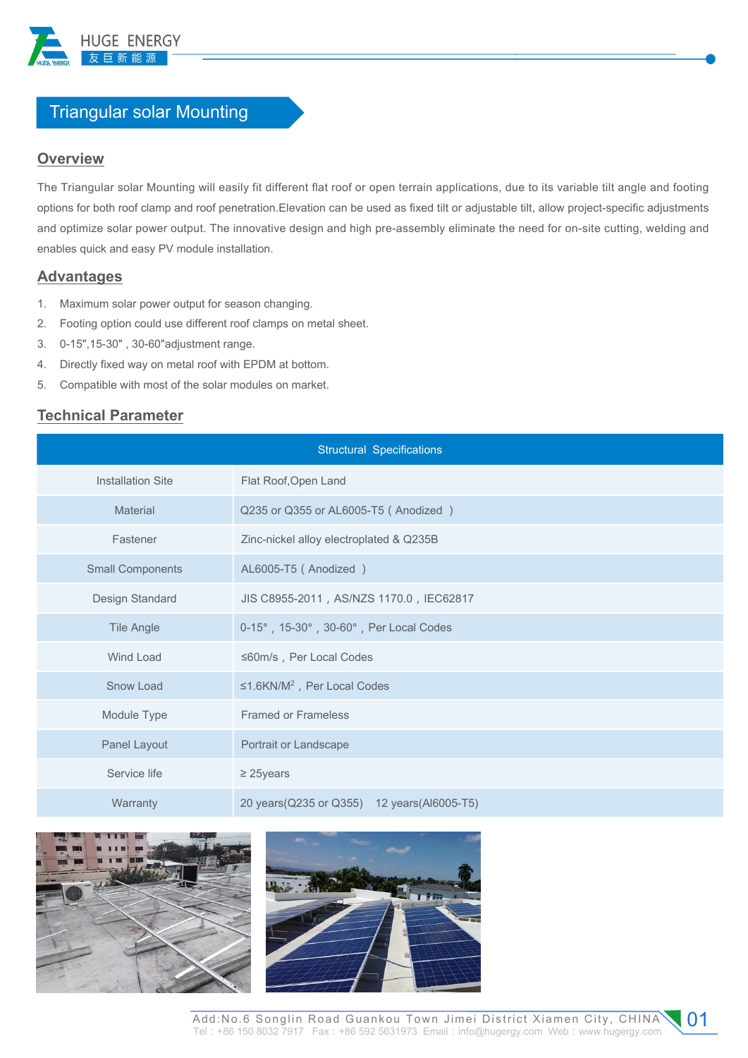# Triangular solar Mounting

## Overview

The Triangular solar Mounting will easily fit different flat roof or open terrain applications, due to its variable tilt angle and footing options for both roof clamp and roof penetration.Elevation can be used as fixed tilt or adjustable tilt, allow project-specific adjustments and optimize solar power output. The innovative design and high pre-assembly eliminate the need for on-site cutting, welding and enables quick and easy PV module installation.

## Advantages

1. Maximum solar power output for season changing.
2. Footing option could use different roof clamps on metal sheet.
3. 0-15",15-30" , 30-60"adjustment range.
4. Directly fixed way on metal roof with EPDM at bottom.
5. Compatible with most of the solar modules on market.

## Technical Parameter

| Structural Specifications | |
|---|---|
| Installation Site | Flat Roof,Open Land |
| Material | Q235 or Q355 or AL6005-T5 ( Anodized ) |
| Fastener | Zinc-nickel alloy electroplated & Q235B |
| Small Components | AL6005-T5 ( Anodized ) |
| Design Standard | JIS C8955-2011，AS/NZS 1170.0，IEC62817 |
| Tile Angle | 0-15°，15-30°，30-60°，Per Local Codes |
| Wind Load | ≤60m/s，Per Local Codes |
| Snow Load | ≤1.6KN/M$^2$，Per Local Codes |
| Module Type | Framed or Frameless |
| Panel Layout | Portrait or Landscape |
| Service life | ≥ 25years |
| Warranty | 20 years(Q235 or Q355)  12 years(Al6005-T5) |